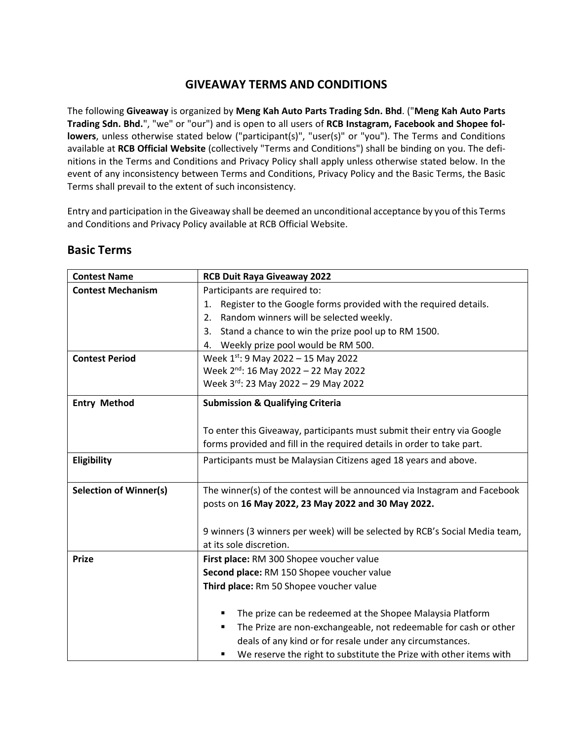# GIVEAWAY TERMS AND CONDITIONS

The following **Giveaway** is organized by **Meng Kah Auto Parts Trading Sdn. Bhd**. ("**Meng Kah Auto Parts Trading Sdn. Bhd.**", "we" or "our") and is open to all users of **RCB Instagram, Facebook and Shopee followers**, unless otherwise stated below ("participant(s)", "user(s)" or "you"). The Terms and Conditions available at **RCB Official Website** (collectively "Terms and Conditions") shall be binding on you. The definitions in the Terms and Conditions and Privacy Policy shall apply unless otherwise stated below. In the event of any inconsistency between Terms and Conditions, Privacy Policy and the Basic Terms, the Basic Terms shall prevail to the extent of such inconsistency.

Entry and participation in the Giveaway shall be deemed an unconditional acceptance by you of this Terms and Conditions and Privacy Policy available at RCB Official Website.

## Basic Terms

| **Contest Name** | **RCB Duit Raya Giveaway 2022** |
| --- | --- |
| **Contest Mechanism** | Participants are required to:<br>1. Register to the Google forms provided with the required details.<br>2. Random winners will be selected weekly.<br>3. Stand a chance to win the prize pool up to RM 1500.<br>4. Weekly prize pool would be RM 500. |
| **Contest Period** | Week 1st: 9 May 2022 – 15 May 2022<br>Week 2nd: 16 May 2022 – 22 May 2022<br>Week 3rd: 23 May 2022 – 29 May 2022 |
| **Entry Method** | **Submission & Qualifying Criteria**<br><br>To enter this Giveaway, participants must submit their entry via Google forms provided and fill in the required details in order to take part. |
| **Eligibility** | Participants must be Malaysian Citizens aged 18 years and above. |
| **Selection of Winner(s)** | The winner(s) of the contest will be announced via Instagram and Facebook posts on **16 May 2022, 23 May 2022 and 30 May 2022.**<br><br>9 winners (3 winners per week) will be selected by RCB's Social Media team, at its sole discretion. |
| **Prize** | **First place:** RM 300 Shopee voucher value<br>**Second place:** RM 150 Shopee voucher value<br>**Third place:** Rm 50 Shopee voucher value<br><br>▪ The prize can be redeemed at the Shopee Malaysia Platform<br>▪ The Prize are non-exchangeable, not redeemable for cash or other deals of any kind or for resale under any circumstances.<br>▪ We reserve the right to substitute the Prize with other items with |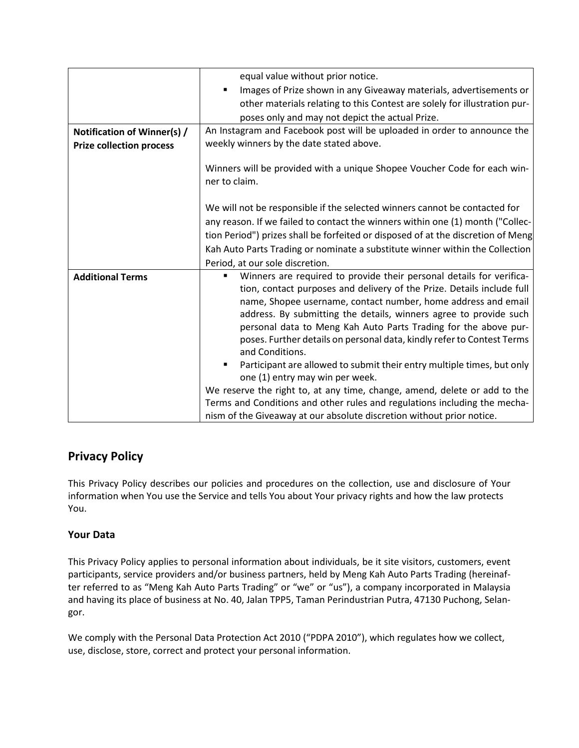| | |
|---|---|
| | equal value without prior notice.<br>▪ Images of Prize shown in any Giveaway materials, advertisements or other materials relating to this Contest are solely for illustration purposes only and may not depict the actual Prize. |
| **Notification of Winner(s) / Prize collection process** | An Instagram and Facebook post will be uploaded in order to announce the weekly winners by the date stated above.<br><br>Winners will be provided with a unique Shopee Voucher Code for each winner to claim.<br><br>We will not be responsible if the selected winners cannot be contacted for any reason. If we failed to contact the winners within one (1) month ("Collection Period") prizes shall be forfeited or disposed of at the discretion of Meng Kah Auto Parts Trading or nominate a substitute winner within the Collection Period, at our sole discretion. |
| **Additional Terms** | ▪ Winners are required to provide their personal details for verification, contact purposes and delivery of the Prize. Details include full name, Shopee username, contact number, home address and email address. By submitting the details, winners agree to provide such personal data to Meng Kah Auto Parts Trading for the above purposes. Further details on personal data, kindly refer to Contest Terms and Conditions.<br>▪ Participant are allowed to submit their entry multiple times, but only one (1) entry may win per week.<br>We reserve the right to, at any time, change, amend, delete or add to the Terms and Conditions and other rules and regulations including the mechanism of the Giveaway at our absolute discretion without prior notice. |

## Privacy Policy

This Privacy Policy describes our policies and procedures on the collection, use and disclosure of Your information when You use the Service and tells You about Your privacy rights and how the law protects You.

### Your Data

This Privacy Policy applies to personal information about individuals, be it site visitors, customers, event participants, service providers and/or business partners, held by Meng Kah Auto Parts Trading (hereinafter referred to as "Meng Kah Auto Parts Trading" or "we" or "us"), a company incorporated in Malaysia and having its place of business at No. 40, Jalan TPP5, Taman Perindustrian Putra, 47130 Puchong, Selangor.

We comply with the Personal Data Protection Act 2010 ("PDPA 2010"), which regulates how we collect, use, disclose, store, correct and protect your personal information.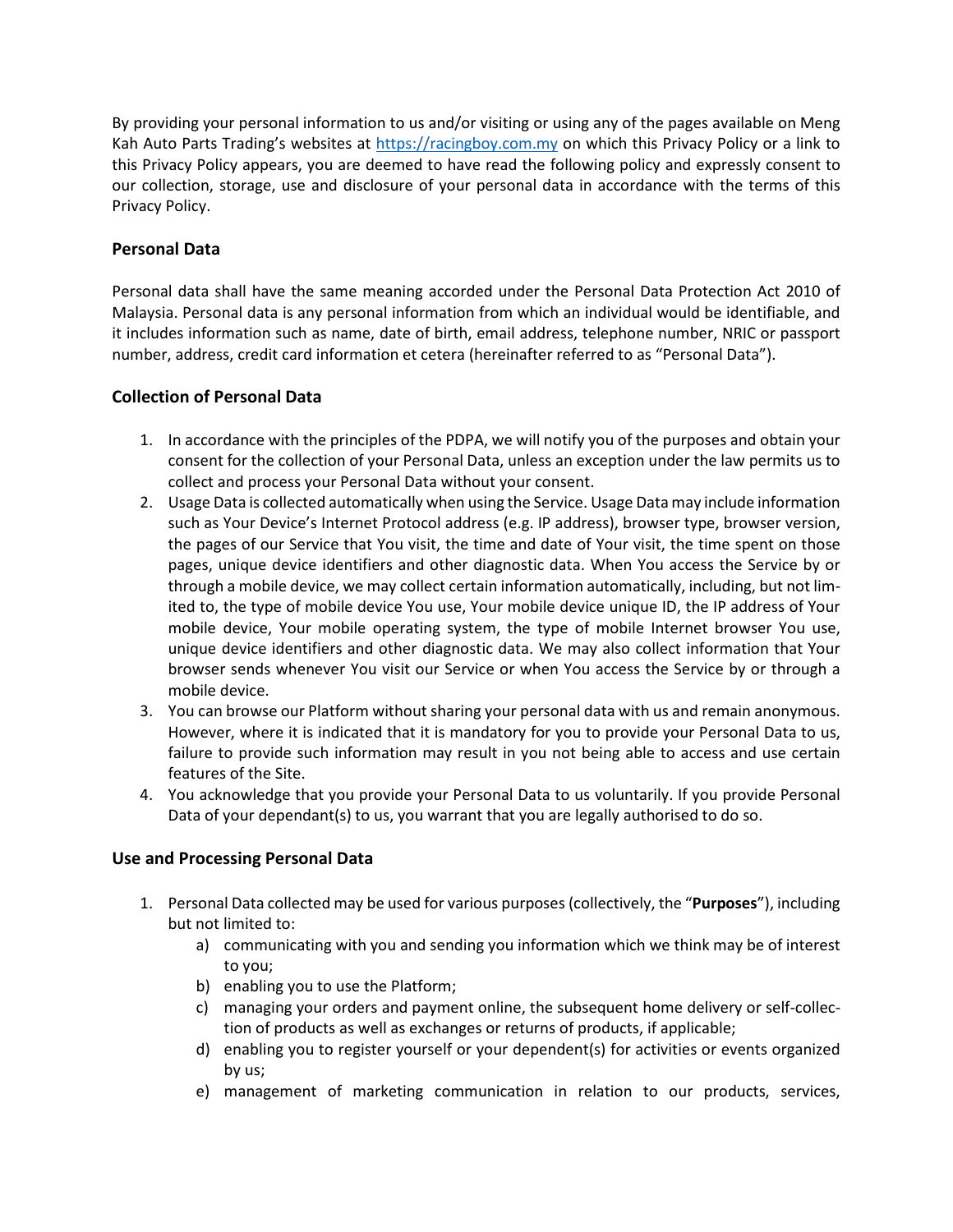By providing your personal information to us and/or visiting or using any of the pages available on Meng Kah Auto Parts Trading's websites at [https://racingboy.com.my](https://racingboy.com.my) on which this Privacy Policy or a link to this Privacy Policy appears, you are deemed to have read the following policy and expressly consent to our collection, storage, use and disclosure of your personal data in accordance with the terms of this Privacy Policy.

### Personal Data

Personal data shall have the same meaning accorded under the Personal Data Protection Act 2010 of Malaysia. Personal data is any personal information from which an individual would be identifiable, and it includes information such as name, date of birth, email address, telephone number, NRIC or passport number, address, credit card information et cetera (hereinafter referred to as "Personal Data").

### Collection of Personal Data

1. In accordance with the principles of the PDPA, we will notify you of the purposes and obtain your consent for the collection of your Personal Data, unless an exception under the law permits us to collect and process your Personal Data without your consent.
2. Usage Data is collected automatically when using the Service. Usage Data may include information such as Your Device's Internet Protocol address (e.g. IP address), browser type, browser version, the pages of our Service that You visit, the time and date of Your visit, the time spent on those pages, unique device identifiers and other diagnostic data. When You access the Service by or through a mobile device, we may collect certain information automatically, including, but not limited to, the type of mobile device You use, Your mobile device unique ID, the IP address of Your mobile device, Your mobile operating system, the type of mobile Internet browser You use, unique device identifiers and other diagnostic data. We may also collect information that Your browser sends whenever You visit our Service or when You access the Service by or through a mobile device.
3. You can browse our Platform without sharing your personal data with us and remain anonymous. However, where it is indicated that it is mandatory for you to provide your Personal Data to us, failure to provide such information may result in you not being able to access and use certain features of the Site.
4. You acknowledge that you provide your Personal Data to us voluntarily. If you provide Personal Data of your dependant(s) to us, you warrant that you are legally authorised to do so.

### Use and Processing Personal Data

1. Personal Data collected may be used for various purposes (collectively, the "**Purposes**"), including but not limited to:
   a) communicating with you and sending you information which we think may be of interest to you;
   b) enabling you to use the Platform;
   c) managing your orders and payment online, the subsequent home delivery or self-collection of products as well as exchanges or returns of products, if applicable;
   d) enabling you to register yourself or your dependent(s) for activities or events organized by us;
   e) management of marketing communication in relation to our products, services,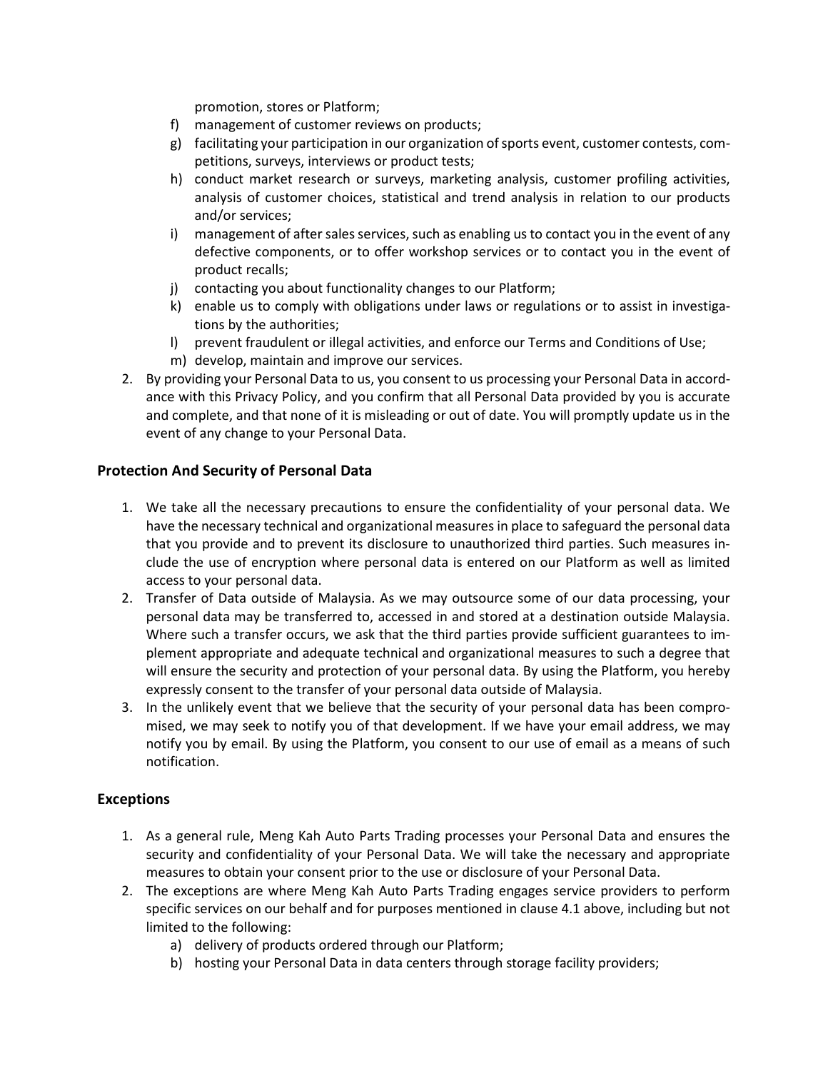promotion, stores or Platform;

f) management of customer reviews on products;
g) facilitating your participation in our organization of sports event, customer contests, competitions, surveys, interviews or product tests;
h) conduct market research or surveys, marketing analysis, customer profiling activities, analysis of customer choices, statistical and trend analysis in relation to our products and/or services;
i) management of after sales services, such as enabling us to contact you in the event of any defective components, or to offer workshop services or to contact you in the event of product recalls;
j) contacting you about functionality changes to our Platform;
k) enable us to comply with obligations under laws or regulations or to assist in investigations by the authorities;
l) prevent fraudulent or illegal activities, and enforce our Terms and Conditions of Use;
m) develop, maintain and improve our services.

2. By providing your Personal Data to us, you consent to us processing your Personal Data in accordance with this Privacy Policy, and you confirm that all Personal Data provided by you is accurate and complete, and that none of it is misleading or out of date. You will promptly update us in the event of any change to your Personal Data.

## Protection And Security of Personal Data

1. We take all the necessary precautions to ensure the confidentiality of your personal data. We have the necessary technical and organizational measures in place to safeguard the personal data that you provide and to prevent its disclosure to unauthorized third parties. Such measures include the use of encryption where personal data is entered on our Platform as well as limited access to your personal data.
2. Transfer of Data outside of Malaysia. As we may outsource some of our data processing, your personal data may be transferred to, accessed in and stored at a destination outside Malaysia. Where such a transfer occurs, we ask that the third parties provide sufficient guarantees to implement appropriate and adequate technical and organizational measures to such a degree that will ensure the security and protection of your personal data. By using the Platform, you hereby expressly consent to the transfer of your personal data outside of Malaysia.
3. In the unlikely event that we believe that the security of your personal data has been compromised, we may seek to notify you of that development. If we have your email address, we may notify you by email. By using the Platform, you consent to our use of email as a means of such notification.

## Exceptions

1. As a general rule, Meng Kah Auto Parts Trading processes your Personal Data and ensures the security and confidentiality of your Personal Data. We will take the necessary and appropriate measures to obtain your consent prior to the use or disclosure of your Personal Data.
2. The exceptions are where Meng Kah Auto Parts Trading engages service providers to perform specific services on our behalf and for purposes mentioned in clause 4.1 above, including but not limited to the following:
   a) delivery of products ordered through our Platform;
   b) hosting your Personal Data in data centers through storage facility providers;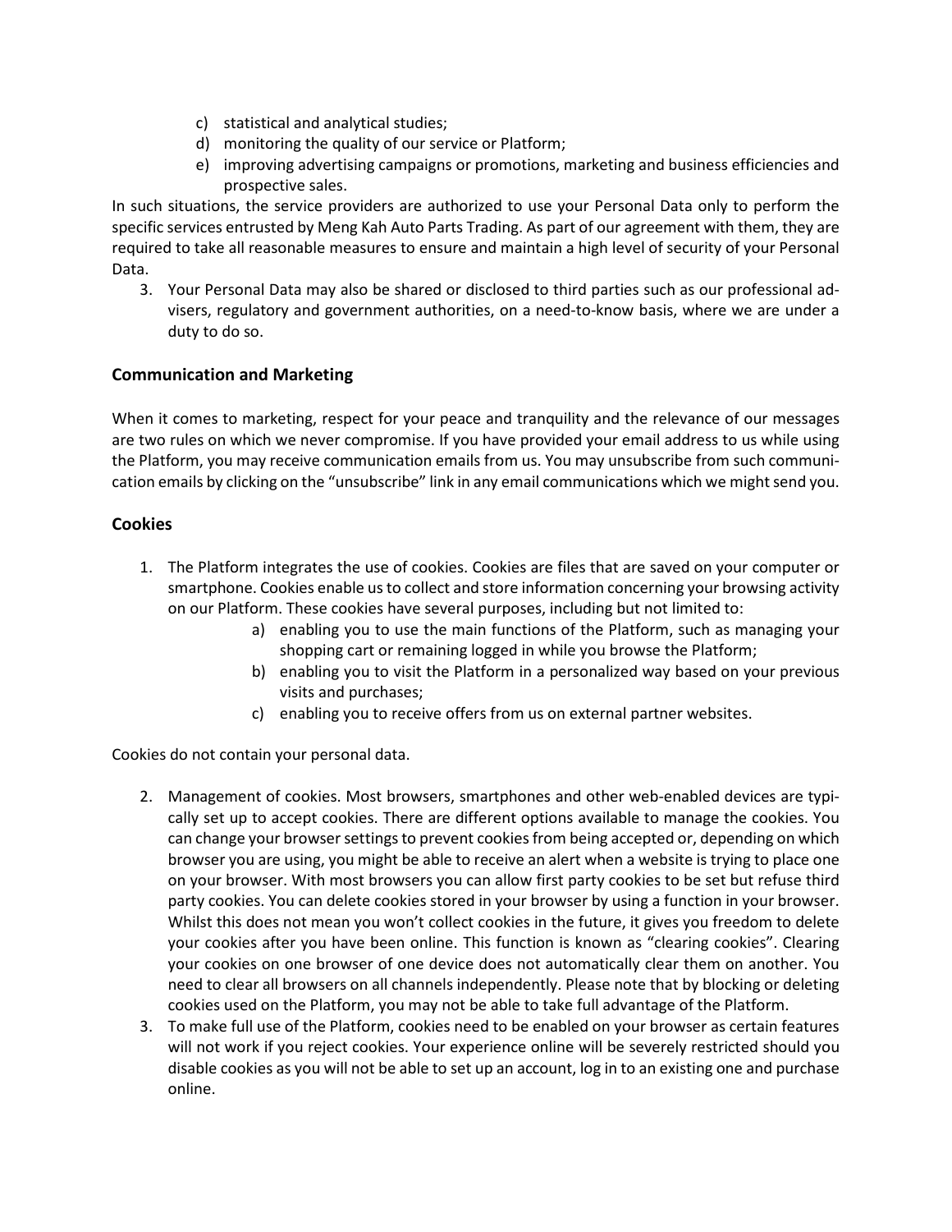c) statistical and analytical studies;
d) monitoring the quality of our service or Platform;
e) improving advertising campaigns or promotions, marketing and business efficiencies and prospective sales.

In such situations, the service providers are authorized to use your Personal Data only to perform the specific services entrusted by Meng Kah Auto Parts Trading. As part of our agreement with them, they are required to take all reasonable measures to ensure and maintain a high level of security of your Personal Data.

3. Your Personal Data may also be shared or disclosed to third parties such as our professional advisers, regulatory and government authorities, on a need-to-know basis, where we are under a duty to do so.

## Communication and Marketing

When it comes to marketing, respect for your peace and tranquility and the relevance of our messages are two rules on which we never compromise. If you have provided your email address to us while using the Platform, you may receive communication emails from us. You may unsubscribe from such communication emails by clicking on the "unsubscribe" link in any email communications which we might send you.

## Cookies

1. The Platform integrates the use of cookies. Cookies are files that are saved on your computer or smartphone. Cookies enable us to collect and store information concerning your browsing activity on our Platform. These cookies have several purposes, including but not limited to:
   a) enabling you to use the main functions of the Platform, such as managing your shopping cart or remaining logged in while you browse the Platform;
   b) enabling you to visit the Platform in a personalized way based on your previous visits and purchases;
   c) enabling you to receive offers from us on external partner websites.

Cookies do not contain your personal data.

2. Management of cookies. Most browsers, smartphones and other web-enabled devices are typically set up to accept cookies. There are different options available to manage the cookies. You can change your browser settings to prevent cookies from being accepted or, depending on which browser you are using, you might be able to receive an alert when a website is trying to place one on your browser. With most browsers you can allow first party cookies to be set but refuse third party cookies. You can delete cookies stored in your browser by using a function in your browser. Whilst this does not mean you won't collect cookies in the future, it gives you freedom to delete your cookies after you have been online. This function is known as "clearing cookies". Clearing your cookies on one browser of one device does not automatically clear them on another. You need to clear all browsers on all channels independently. Please note that by blocking or deleting cookies used on the Platform, you may not be able to take full advantage of the Platform.
3. To make full use of the Platform, cookies need to be enabled on your browser as certain features will not work if you reject cookies. Your experience online will be severely restricted should you disable cookies as you will not be able to set up an account, log in to an existing one and purchase online.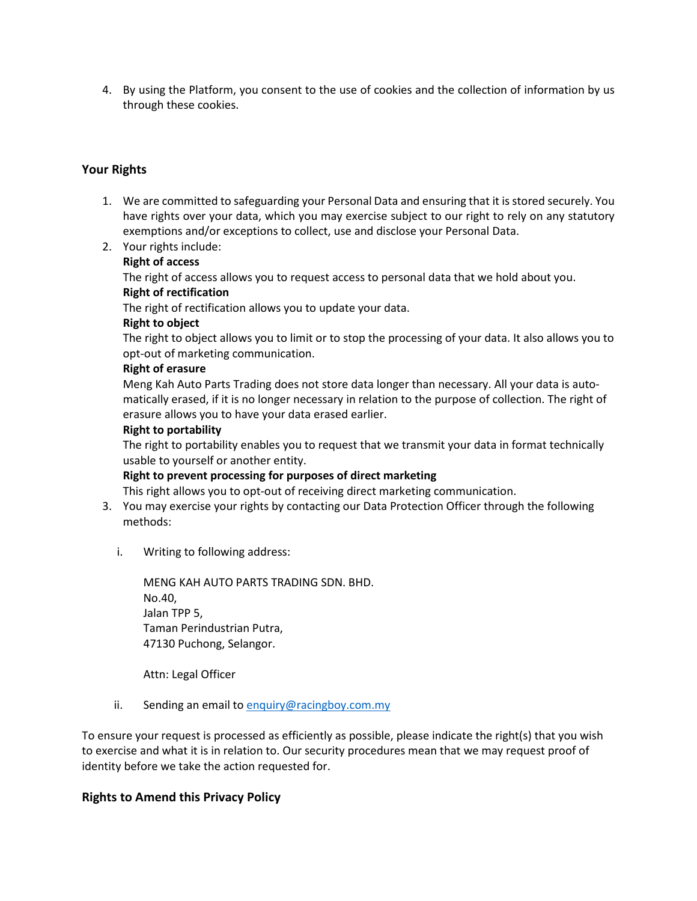4. By using the Platform, you consent to the use of cookies and the collection of information by us through these cookies.

## Your Rights

1. We are committed to safeguarding your Personal Data and ensuring that it is stored securely. You have rights over your data, which you may exercise subject to our right to rely on any statutory exemptions and/or exceptions to collect, use and disclose your Personal Data.
2. Your rights include:

   **Right of access**

   The right of access allows you to request access to personal data that we hold about you.

   **Right of rectification**

   The right of rectification allows you to update your data.

   **Right to object**

   The right to object allows you to limit or to stop the processing of your data. It also allows you to opt-out of marketing communication.

   **Right of erasure**

   Meng Kah Auto Parts Trading does not store data longer than necessary. All your data is automatically erased, if it is no longer necessary in relation to the purpose of collection. The right of erasure allows you to have your data erased earlier.

   **Right to portability**

   The right to portability enables you to request that we transmit your data in format technically usable to yourself or another entity.

   **Right to prevent processing for purposes of direct marketing**

   This right allows you to opt-out of receiving direct marketing communication.
3. You may exercise your rights by contacting our Data Protection Officer through the following methods:

   i. Writing to following address:

      MENG KAH AUTO PARTS TRADING SDN. BHD.
      No.40,
      Jalan TPP 5,
      Taman Perindustrian Putra,
      47130 Puchong, Selangor.

      Attn: Legal Officer

   ii. Sending an email to enquiry@racingboy.com.my

To ensure your request is processed as efficiently as possible, please indicate the right(s) that you wish to exercise and what it is in relation to. Our security procedures mean that we may request proof of identity before we take the action requested for.

## Rights to Amend this Privacy Policy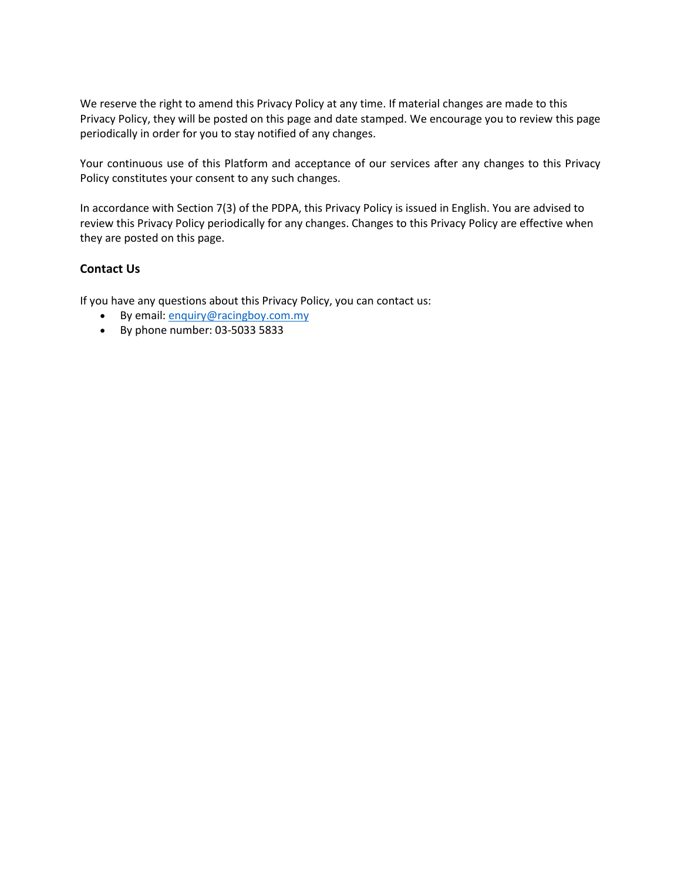We reserve the right to amend this Privacy Policy at any time. If material changes are made to this Privacy Policy, they will be posted on this page and date stamped. We encourage you to review this page periodically in order for you to stay notified of any changes.

Your continuous use of this Platform and acceptance of our services after any changes to this Privacy Policy constitutes your consent to any such changes.

In accordance with Section 7(3) of the PDPA, this Privacy Policy is issued in English. You are advised to review this Privacy Policy periodically for any changes. Changes to this Privacy Policy are effective when they are posted on this page.

## Contact Us

If you have any questions about this Privacy Policy, you can contact us:

- By email: enquiry@racingboy.com.my
- By phone number: 03-5033 5833